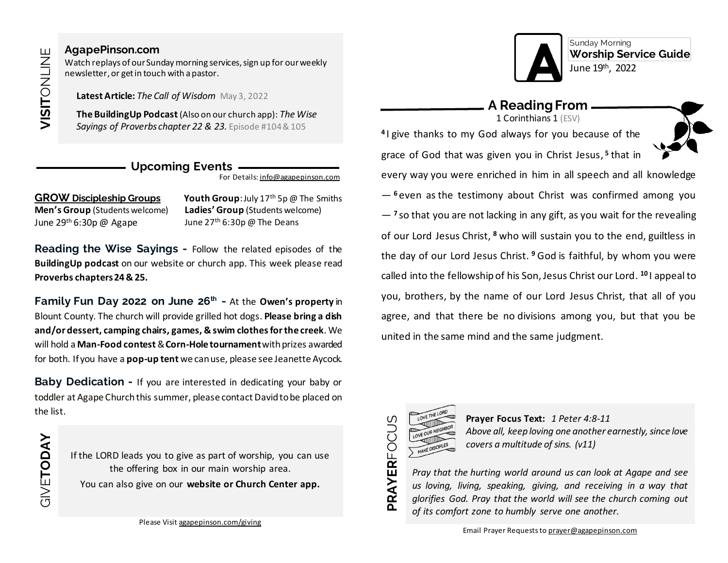## VISIT ONLINE

**AgapePinson.com**
Watch replays of our Sunday morning services, sign up for our weekly newsletter, or get in touch with a pastor.

**Latest Article:** *The Call of Wisdom* May 3, 2022

**The BuildingUp Podcast** (Also on our church app): *The Wise Sayings of Proverbs chapter 22 & 23.* Episode #104 & 105

## Upcoming Events

For Details: info@agapepinson.com

**GROW Discipleship Groups**
**Men's Group** (Students welcome)
June 29th 6:30p @ Agape

**Youth Group**: July 17th 5p @ The Smiths
**Ladies' Group** (Students welcome)
June 27th 6:30p @ The Deans

**Reading the Wise Sayings -** Follow the related episodes of the **BuildingUp podcast** on our website or church app. This week please read **Proverbs chapters 24 & 25.**

**Family Fun Day 2022 on June 26th -** At the **Owen's property** in Blount County. The church will provide grilled hot dogs. **Please bring a dish and/or dessert, camping chairs, games, & swim clothes for the creek**. We will hold a **Man-Food contest** & **Corn-Hole tournament** with prizes awarded for both. If you have a **pop-up tent** we can use, please see Jeanette Aycock.

**Baby Dedication -** If you are interested in dedicating your baby or toddler at Agape Church this summer, please contact David to be placed on the list.

## GIVE TODAY

If the LORD leads you to give as part of worship, you can use the offering box in our main worship area.
You can also give on our **website or Church Center app.**

Please Visit agapepinson.com/giving

---

Sunday Morning
**Worship Service Guide**
June 19th, 2022

## A Reading From

1 Corinthians 1 (ESV)

[4] I give thanks to my God always for you because of the grace of God that was given you in Christ Jesus, [5] that in every way you were enriched in him in all speech and all knowledge — [6] even as the testimony about Christ was confirmed among you — [7] so that you are not lacking in any gift, as you wait for the revealing of our Lord Jesus Christ, [8] who will sustain you to the end, guiltless in the day of our Lord Jesus Christ. [9] God is faithful, by whom you were called into the fellowship of his Son, Jesus Christ our Lord. [10] I appeal to you, brothers, by the name of our Lord Jesus Christ, that all of you agree, and that there be no divisions among you, but that you be united in the same mind and the same judgment.

## PRAYER FOCUS

LOVE THE LORD
LOVE OUR NEIGHBOR
MAKE DISCIPLES

**Prayer Focus Text:** *1 Peter 4:8-11*
*Above all, keep loving one another earnestly, since love covers a multitude of sins. (v11)*

*Pray that the hurting world around us can look at Agape and see us loving, living, speaking, giving, and receiving in a way that glorifies God. Pray that the world will see the church coming out of its comfort zone to humbly serve one another.*

Email Prayer Requests to prayer@agapepinson.com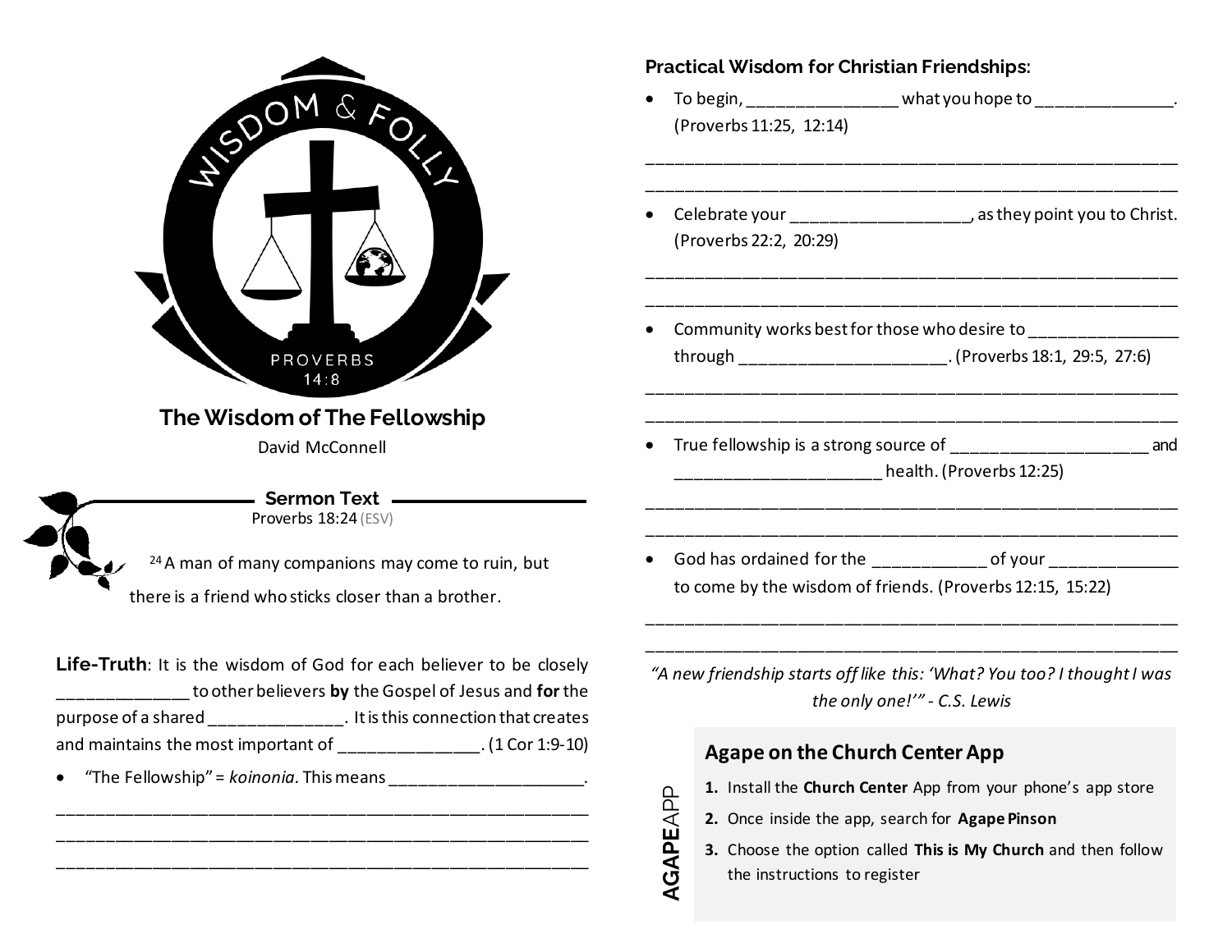WISDOM & FOLLY

PROVERBS 14:8

## The Wisdom of The Fellowship

David McConnell

### Sermon Text

Proverbs 18:24 (ESV)

[24] A man of many companions may come to ruin, but there is a friend who sticks closer than a brother.

**Life-Truth**: It is the wisdom of God for each believer to be closely ______________ to other believers **by** the Gospel of Jesus and **for** the purpose of a shared ______________. It is this connection that creates and maintains the most important of _______________. (1 Cor 1:9-10)

- "The Fellowship" = *koinonia*. This means _____________________.

______________________________________________________________

______________________________________________________________

______________________________________________________________

### Practical Wisdom for Christian Friendships:

- To begin, ________________ what you hope to _______________. (Proverbs 11:25, 12:14)

______________________________________________________________

______________________________________________________________

- Celebrate your ___________________, as they point you to Christ. (Proverbs 22:2, 20:29)

______________________________________________________________

______________________________________________________________

- Community works best for those who desire to ________________ through ______________________. (Proverbs 18:1, 29:5, 27:6)

______________________________________________________________

______________________________________________________________

- True fellowship is a strong source of _____________________ and ______________________ health. (Proverbs 12:25)

______________________________________________________________

______________________________________________________________

- God has ordained for the ____________ of your ______________ to come by the wisdom of friends. (Proverbs 12:15, 15:22)

______________________________________________________________

______________________________________________________________

*"A new friendship starts off like this: 'What? You too? I thought I was the only one!'" - C.S. Lewis*

**AGAPE**APP

### Agape on the Church Center App

1. Install the **Church Center** App from your phone's app store
2. Once inside the app, search for **Agape Pinson**
3. Choose the option called **This is My Church** and then follow the instructions to register